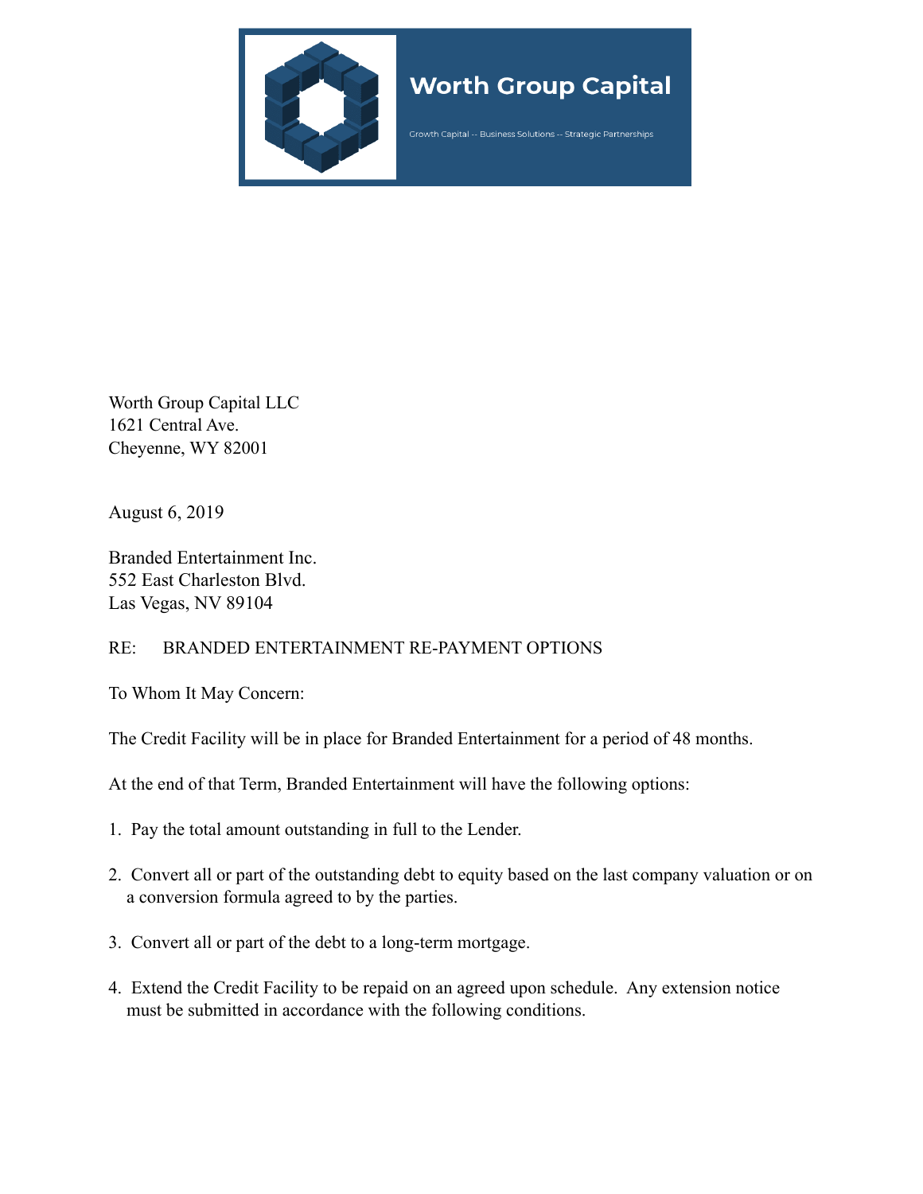**Worth Group Capital**

Growth Capital -- Business Solutions -- Strategic Partnerships

Worth Group Capital LLC
1621 Central Ave.
Cheyenne, WY 82001

August 6, 2019

Branded Entertainment Inc.
552 East Charleston Blvd.
Las Vegas, NV 89104

RE: BRANDED ENTERTAINMENT RE-PAYMENT OPTIONS

To Whom It May Concern:

The Credit Facility will be in place for Branded Entertainment for a period of 48 months.

At the end of that Term, Branded Entertainment will have the following options:

1. Pay the total amount outstanding in full to the Lender.

2. Convert all or part of the outstanding debt to equity based on the last company valuation or on a conversion formula agreed to by the parties.

3. Convert all or part of the debt to a long-term mortgage.

4. Extend the Credit Facility to be repaid on an agreed upon schedule. Any extension notice must be submitted in accordance with the following conditions.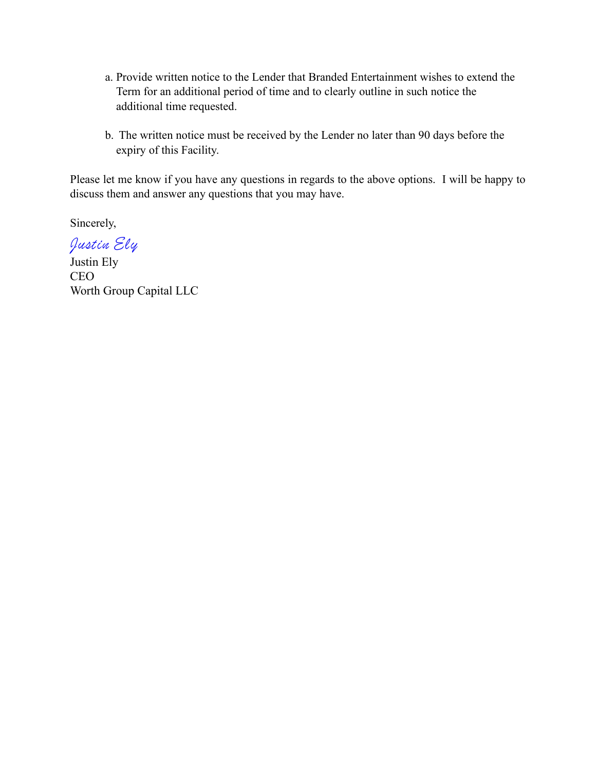a. Provide written notice to the Lender that Branded Entertainment wishes to extend the Term for an additional period of time and to clearly outline in such notice the additional time requested.

b. The written notice must be received by the Lender no later than 90 days before the expiry of this Facility.

Please let me know if you have any questions in regards to the above options. I will be happy to discuss them and answer any questions that you may have.

Sincerely,

*Justin Ely*

Justin Ely
CEO
Worth Group Capital LLC